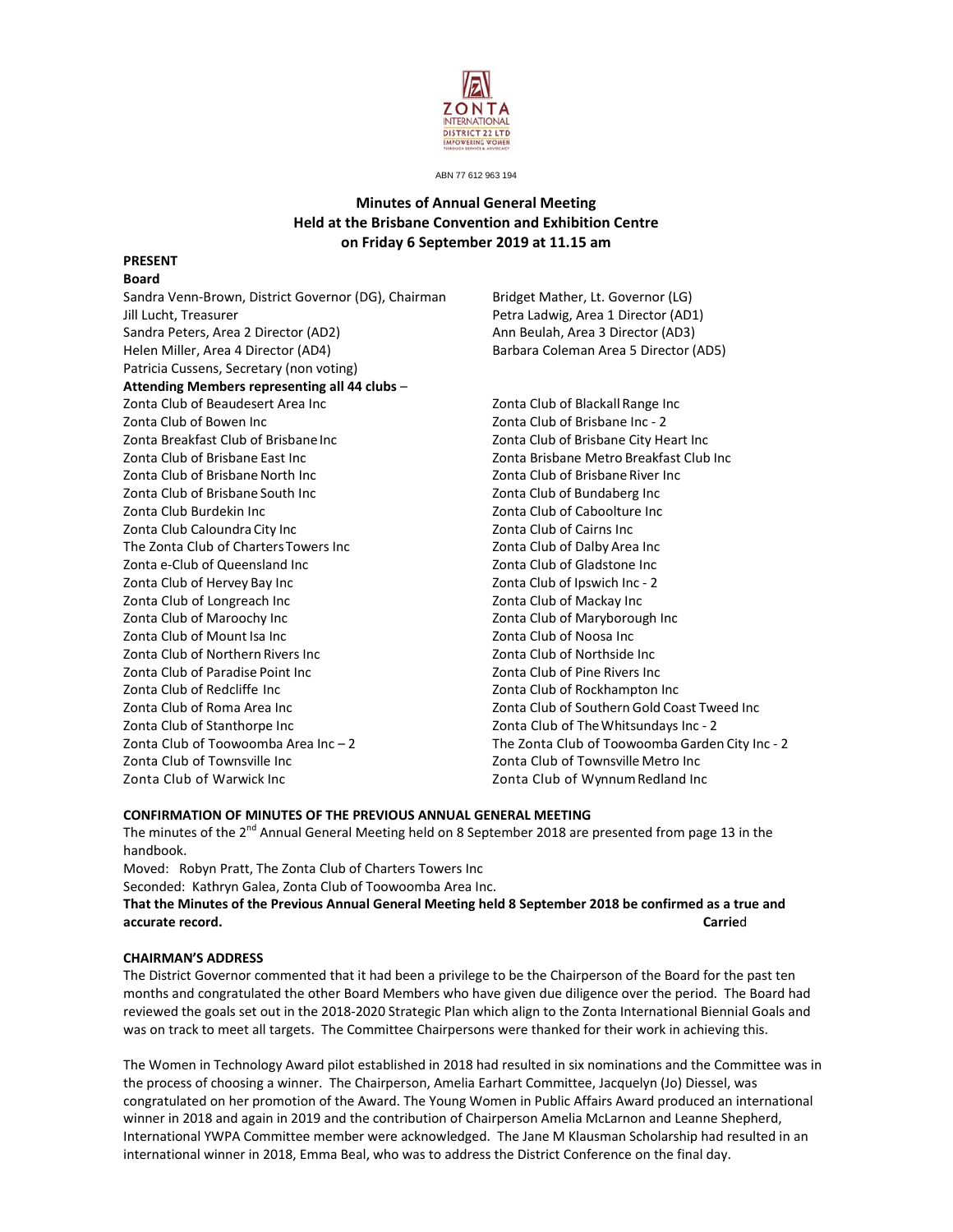ZONTA INTERNATIONAL DISTRICT 22 LTD
EMPOWERING WOMEN THROUGH SERVICE & ADVOCACY

ABN 77 612 963 194

# Minutes of Annual General Meeting
# Held at the Brisbane Convention and Exhibition Centre
# on Friday 6 September 2019 at 11.15 am

**PRESENT**

**Board**

Sandra Venn-Brown, District Governor (DG), Chairman
Bridget Mather, Lt. Governor (LG)
Jill Lucht, Treasurer
Petra Ladwig, Area 1 Director (AD1)
Sandra Peters, Area 2 Director (AD2)
Ann Beulah, Area 3 Director (AD3)
Helen Miller, Area 4 Director (AD4)
Barbara Coleman Area 5 Director (AD5)
Patricia Cussens, Secretary (non voting)

**Attending Members representing all 44 clubs** –

Zonta Club of Beaudesert Area Inc
Zonta Club of Blackall Range Inc
Zonta Club of Bowen Inc
Zonta Club of Brisbane Inc - 2
Zonta Breakfast Club of Brisbane Inc
Zonta Club of Brisbane City Heart Inc
Zonta Club of Brisbane East Inc
Zonta Brisbane Metro Breakfast Club Inc
Zonta Club of Brisbane North Inc
Zonta Club of Brisbane River Inc
Zonta Club of Brisbane South Inc
Zonta Club of Bundaberg Inc
Zonta Club Burdekin Inc
Zonta Club of Caboolture Inc
Zonta Club Caloundra City Inc
Zonta Club of Cairns Inc
The Zonta Club of Charters Towers Inc
Zonta Club of Dalby Area Inc
Zonta e-Club of Queensland Inc
Zonta Club of Gladstone Inc
Zonta Club of Hervey Bay Inc
Zonta Club of Ipswich Inc - 2
Zonta Club of Longreach Inc
Zonta Club of Mackay Inc
Zonta Club of Maroochy Inc
Zonta Club of Maryborough Inc
Zonta Club of Mount Isa Inc
Zonta Club of Noosa Inc
Zonta Club of Northern Rivers Inc
Zonta Club of Northside Inc
Zonta Club of Paradise Point Inc
Zonta Club of Pine Rivers Inc
Zonta Club of Redcliffe Inc
Zonta Club of Rockhampton Inc
Zonta Club of Roma Area Inc
Zonta Club of Southern Gold Coast Tweed Inc
Zonta Club of Stanthorpe Inc
Zonta Club of The Whitsundays Inc - 2
Zonta Club of Toowoomba Area Inc – 2
The Zonta Club of Toowoomba Garden City Inc - 2
Zonta Club of Townsville Inc
Zonta Club of Townsville Metro Inc
Zonta Club of Warwick Inc
Zonta Club of Wynnum Redland Inc

**CONFIRMATION OF MINUTES OF THE PREVIOUS ANNUAL GENERAL MEETING**

The minutes of the 2nd Annual General Meeting held on 8 September 2018 are presented from page 13 in the handbook.

Moved: Robyn Pratt, The Zonta Club of Charters Towers Inc

Seconded: Kathryn Galea, Zonta Club of Toowoomba Area Inc.

**That the Minutes of the Previous Annual General Meeting held 8 September 2018 be confirmed as a true and accurate record.** **Carried**

**CHAIRMAN'S ADDRESS**

The District Governor commented that it had been a privilege to be the Chairperson of the Board for the past ten months and congratulated the other Board Members who have given due diligence over the period. The Board had reviewed the goals set out in the 2018-2020 Strategic Plan which align to the Zonta International Biennial Goals and was on track to meet all targets. The Committee Chairpersons were thanked for their work in achieving this.

The Women in Technology Award pilot established in 2018 had resulted in six nominations and the Committee was in the process of choosing a winner. The Chairperson, Amelia Earhart Committee, Jacquelyn (Jo) Diessel, was congratulated on her promotion of the Award. The Young Women in Public Affairs Award produced an international winner in 2018 and again in 2019 and the contribution of Chairperson Amelia McLarnon and Leanne Shepherd, International YWPA Committee member were acknowledged. The Jane M Klausman Scholarship had resulted in an international winner in 2018, Emma Beal, who was to address the District Conference on the final day.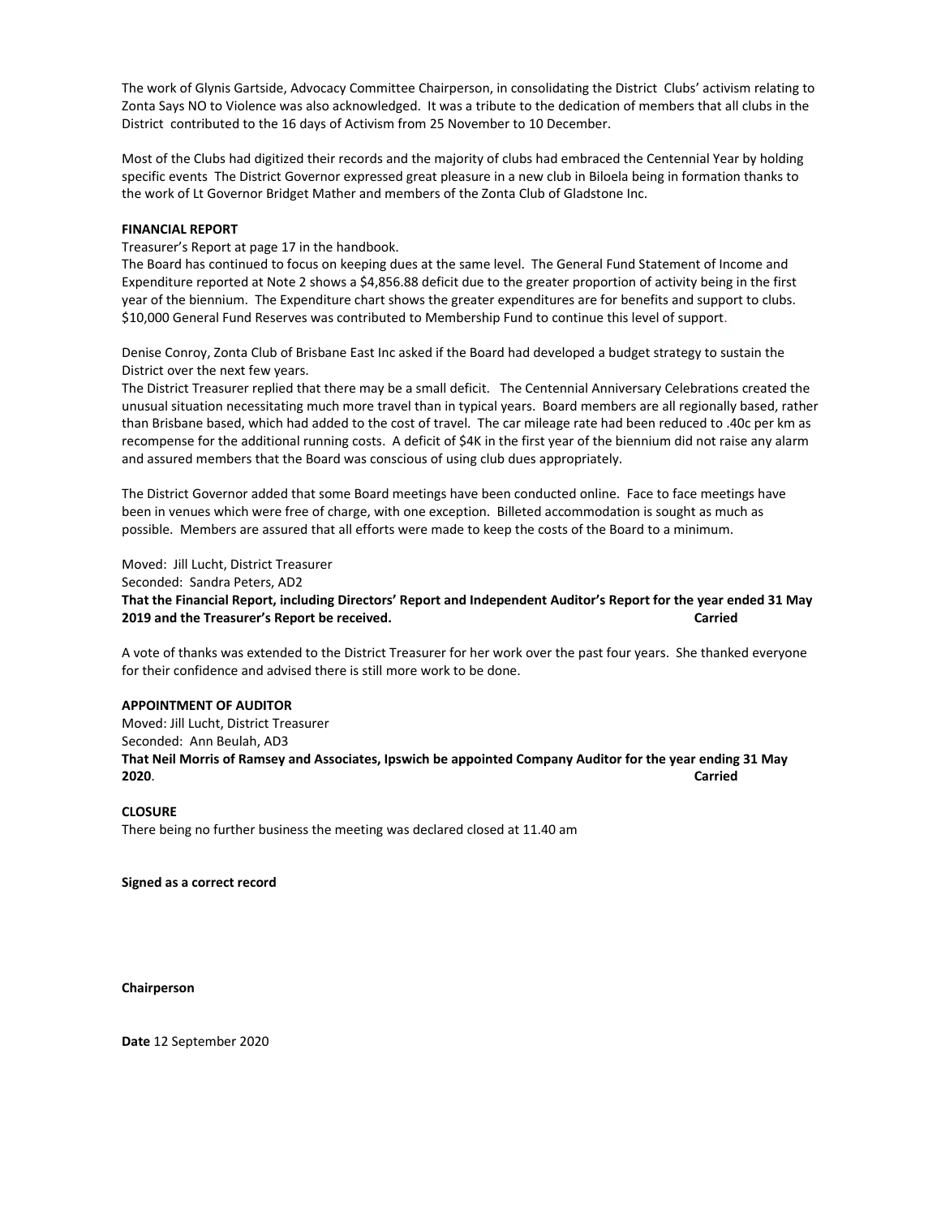The work of Glynis Gartside, Advocacy Committee Chairperson, in consolidating the District Clubs' activism relating to Zonta Says NO to Violence was also acknowledged. It was a tribute to the dedication of members that all clubs in the District contributed to the 16 days of Activism from 25 November to 10 December.

Most of the Clubs had digitized their records and the majority of clubs had embraced the Centennial Year by holding specific events The District Governor expressed great pleasure in a new club in Biloela being in formation thanks to the work of Lt Governor Bridget Mather and members of the Zonta Club of Gladstone Inc.

**FINANCIAL REPORT**

Treasurer's Report at page 17 in the handbook.
The Board has continued to focus on keeping dues at the same level. The General Fund Statement of Income and Expenditure reported at Note 2 shows a $4,856.88 deficit due to the greater proportion of activity being in the first year of the biennium. The Expenditure chart shows the greater expenditures are for benefits and support to clubs. $10,000 General Fund Reserves was contributed to Membership Fund to continue this level of support.

Denise Conroy, Zonta Club of Brisbane East Inc asked if the Board had developed a budget strategy to sustain the District over the next few years.
The District Treasurer replied that there may be a small deficit. The Centennial Anniversary Celebrations created the unusual situation necessitating much more travel than in typical years. Board members are all regionally based, rather than Brisbane based, which had added to the cost of travel. The car mileage rate had been reduced to .40c per km as recompense for the additional running costs. A deficit of $4K in the first year of the biennium did not raise any alarm and assured members that the Board was conscious of using club dues appropriately.

The District Governor added that some Board meetings have been conducted online. Face to face meetings have been in venues which were free of charge, with one exception. Billeted accommodation is sought as much as possible. Members are assured that all efforts were made to keep the costs of the Board to a minimum.

Moved: Jill Lucht, District Treasurer
Seconded: Sandra Peters, AD2
**That the Financial Report, including Directors' Report and Independent Auditor's Report for the year ended 31 May 2019 and the Treasurer's Report be received. Carried**

A vote of thanks was extended to the District Treasurer for her work over the past four years. She thanked everyone for their confidence and advised there is still more work to be done.

**APPOINTMENT OF AUDITOR**

Moved: Jill Lucht, District Treasurer
Seconded: Ann Beulah, AD3
**That Neil Morris of Ramsey and Associates, Ipswich be appointed Company Auditor for the year ending 31 May 2020. Carried**

**CLOSURE**

There being no further business the meeting was declared closed at 11.40 am

**Signed as a correct record**

**Chairperson**

**Date** 12 September 2020